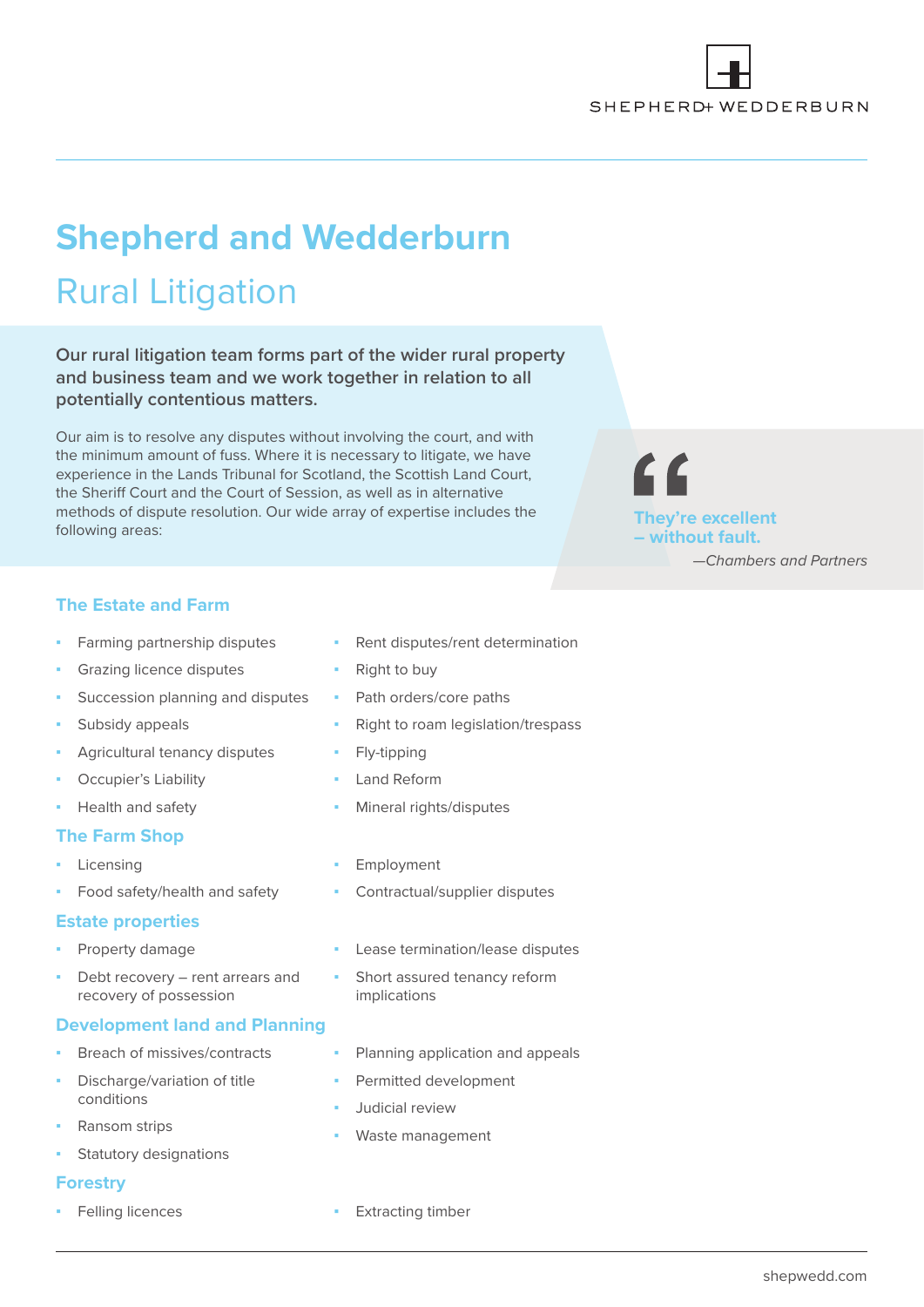SHEPHERD+ WEDDERBURN

# Shepherd and Wedderburn

## Rural Litigation

**Our rural litigation team forms part of the wider rural property and business team and we work together in relation to all potentially contentious matters.**

Our aim is to resolve any disputes without involving the court, and with the minimum amount of fuss. Where it is necessary to litigate, we have experience in the Lands Tribunal for Scotland, the Scottish Land Court, the Sheriff Court and the Court of Session, as well as in alternative methods of dispute resolution. Our wide array of expertise includes the following areas:

> **They're excellent – without fault.**
>
> *—Chambers and Partners*

### The Estate and Farm

- Farming partnership disputes
- Grazing licence disputes
- Succession planning and disputes
- Subsidy appeals
- Agricultural tenancy disputes
- Occupier's Liability
- Health and safety
- Rent disputes/rent determination
- Right to buy
- Path orders/core paths
- Right to roam legislation/trespass
- Fly-tipping
- Land Reform
- Mineral rights/disputes

### The Farm Shop

- Licensing
- Food safety/health and safety
- Employment
- Contractual/supplier disputes

### Estate properties

- Property damage
- Debt recovery – rent arrears and recovery of possession
- Lease termination/lease disputes
- Short assured tenancy reform implications

### Development land and Planning

- Breach of missives/contracts
- Discharge/variation of title conditions
- Ransom strips
- Statutory designations
- Planning application and appeals
- Permitted development
- Judicial review
- Waste management

### Forestry

- Felling licences
- Extracting timber

shepwedd.com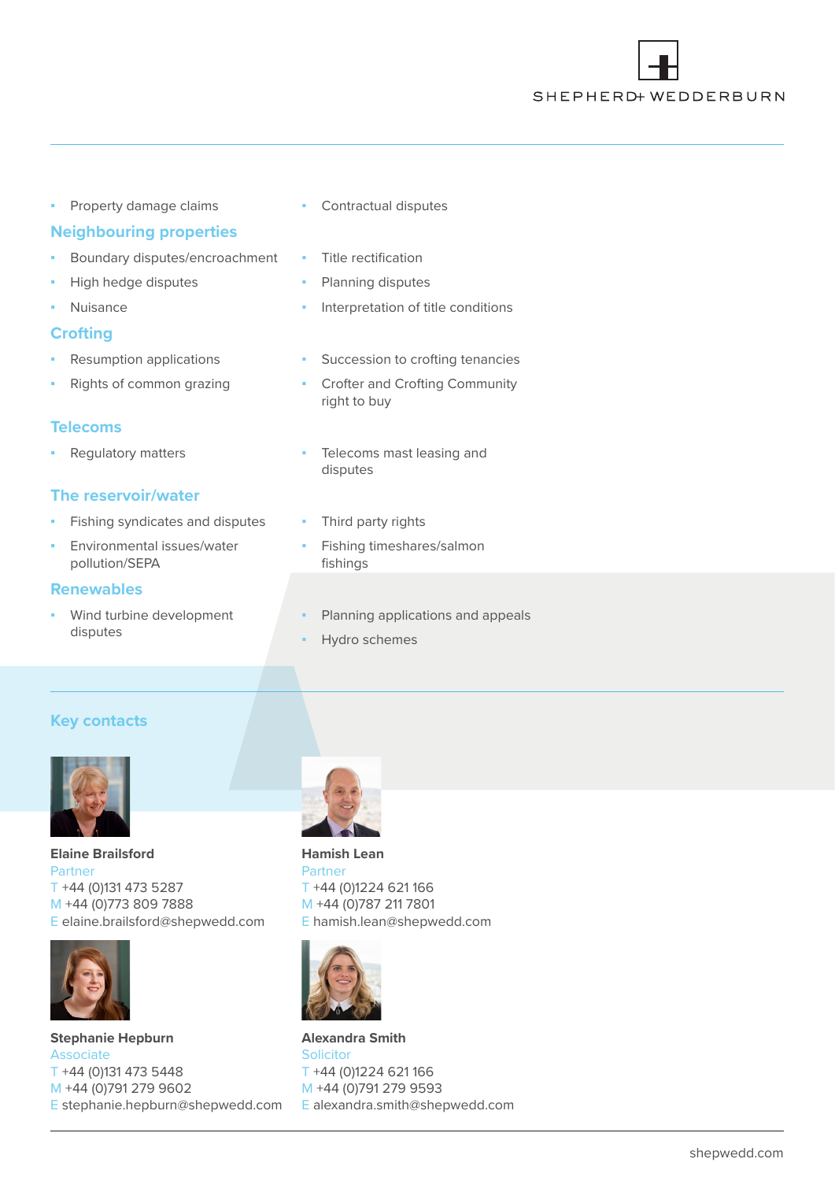SHEPHERD+ WEDDERBURN

- Property damage claims
- Contractual disputes

## Neighbouring properties

- Boundary disputes/encroachment
- High hedge disputes
- Nuisance
- Title rectification
- Planning disputes
- Interpretation of title conditions

## Crofting

- Resumption applications
- Rights of common grazing
- Succession to crofting tenancies
- Crofter and Crofting Community right to buy

## Telecoms

- Regulatory matters
- Telecoms mast leasing and disputes

## The reservoir/water

- Fishing syndicates and disputes
- Environmental issues/water pollution/SEPA
- Third party rights
- Fishing timeshares/salmon fishings

## Renewables

- Wind turbine development disputes
- Planning applications and appeals
- Hydro schemes

## Key contacts

**Elaine Brailsford**
Partner
T +44 (0)131 473 5287
M +44 (0)773 809 7888
E elaine.brailsford@shepwedd.com

**Hamish Lean**
Partner
T +44 (0)1224 621 166
M +44 (0)787 211 7801
E hamish.lean@shepwedd.com

**Stephanie Hepburn**
Associate
T +44 (0)131 473 5448
M +44 (0)791 279 9602
E stephanie.hepburn@shepwedd.com

**Alexandra Smith**
Solicitor
T +44 (0)1224 621 166
M +44 (0)791 279 9593
E alexandra.smith@shepwedd.com

shepwedd.com